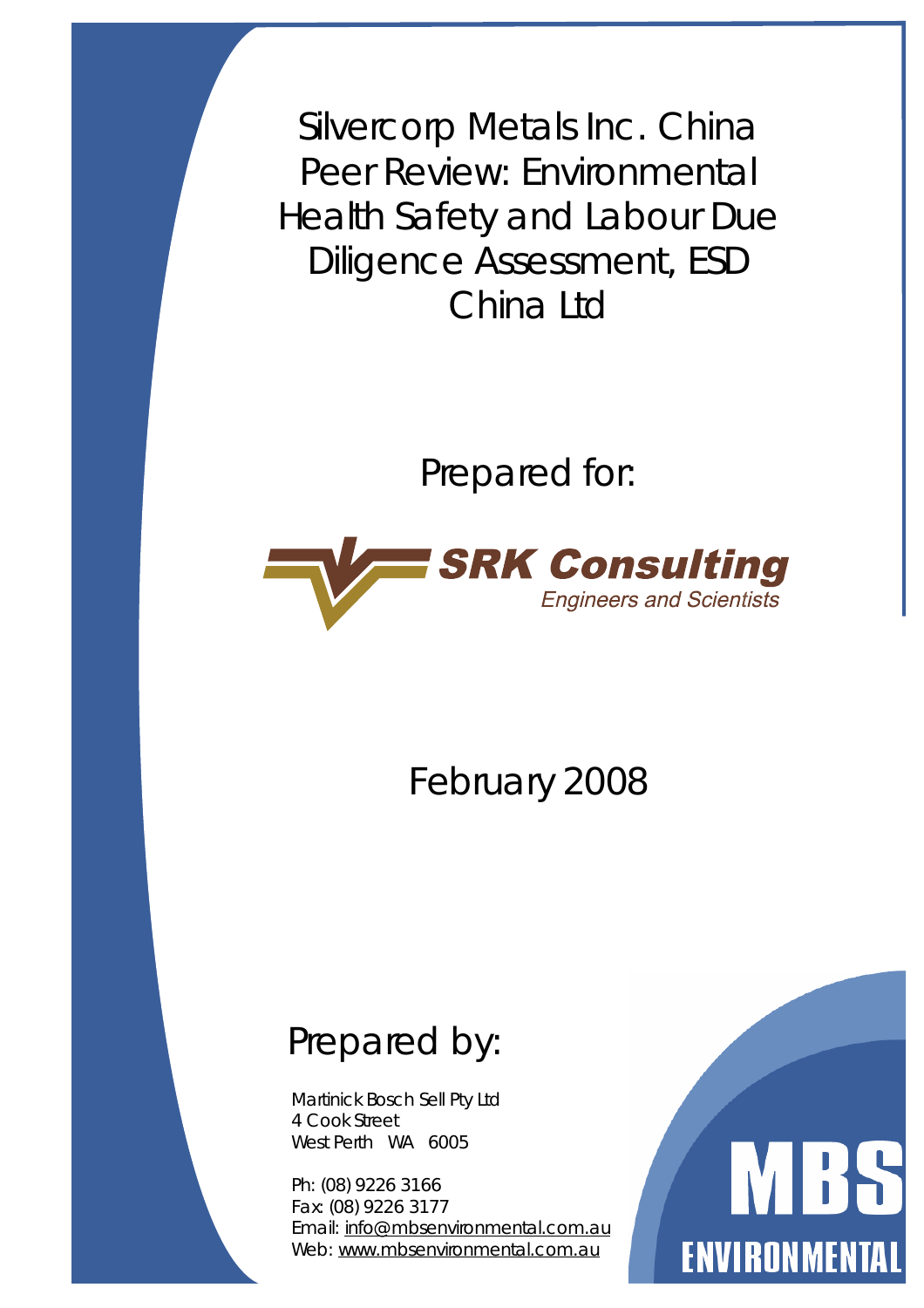# Silvercorp Metals Inc. China Peer Review: Environmental Health Safety and Labour Due Diligence Assessment, ESD China Ltd

Prepared for:

**SRK Consulting**
*Engineers and Scientists*

February 2008

## Prepared by:

Martinick Bosch Sell Pty Ltd
4 Cook Street
West Perth WA 6005

Ph: (08) 9226 3166
Fax: (08) 9226 3177
Email: info@mbsenvironmental.com.au
Web: www.mbsenvironmental.com.au

MBS
ENVIRONMENTAL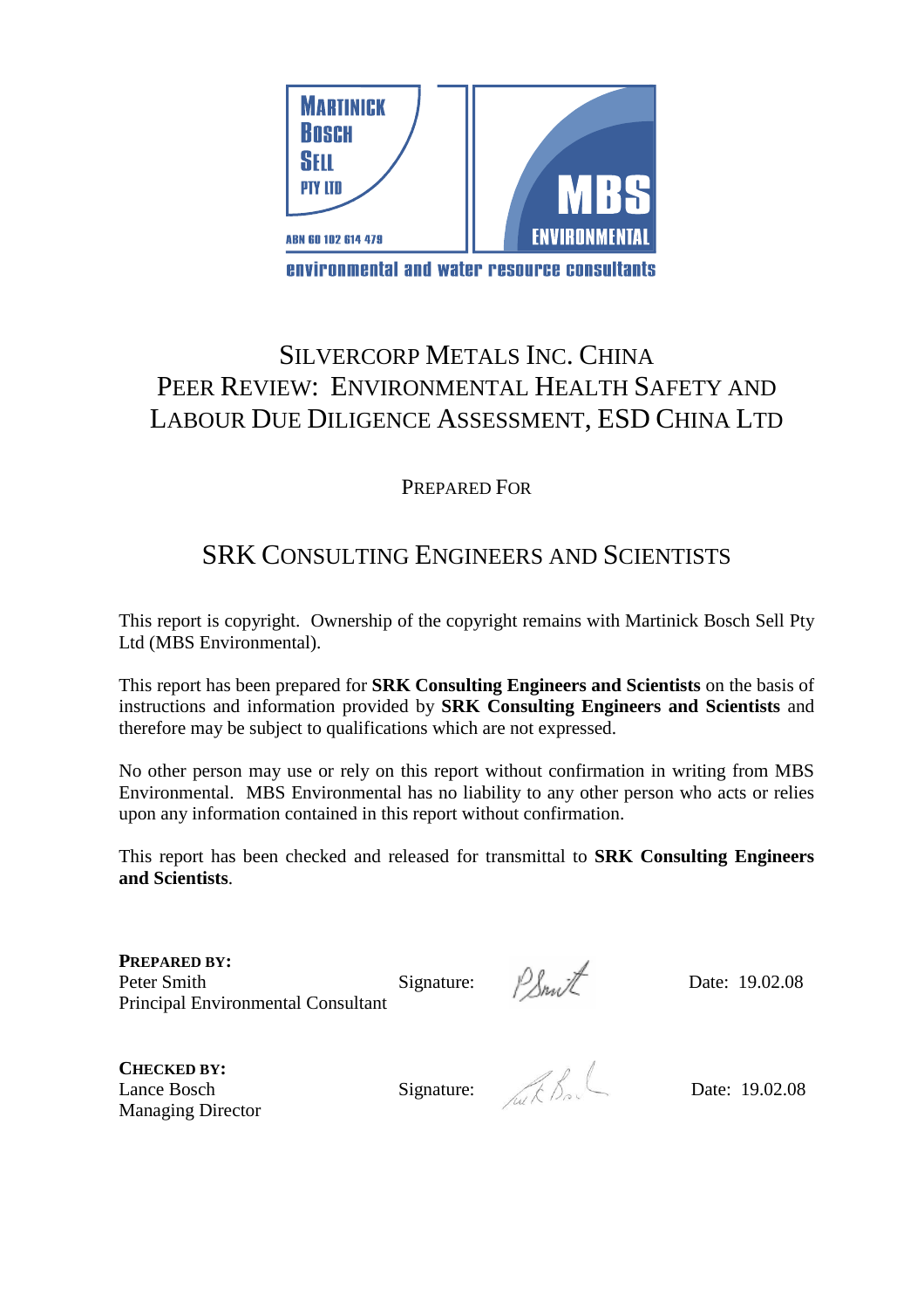MARTINICK BOSCH SELL PTY LTD

ABN 60 102 614 479

MBS ENVIRONMENTAL

environmental and water resource consultants

# SILVERCORP METALS INC. CHINA PEER REVIEW: ENVIRONMENTAL HEALTH SAFETY AND LABOUR DUE DILIGENCE ASSESSMENT, ESD CHINA LTD

PREPARED FOR

## SRK CONSULTING ENGINEERS AND SCIENTISTS

This report is copyright. Ownership of the copyright remains with Martinick Bosch Sell Pty Ltd (MBS Environmental).

This report has been prepared for **SRK Consulting Engineers and Scientists** on the basis of instructions and information provided by **SRK Consulting Engineers and Scientists** and therefore may be subject to qualifications which are not expressed.

No other person may use or rely on this report without confirmation in writing from MBS Environmental. MBS Environmental has no liability to any other person who acts or relies upon any information contained in this report without confirmation.

This report has been checked and released for transmittal to **SRK Consulting Engineers and Scientists**.

**PREPARED BY:**
Peter Smith
Principal Environmental Consultant

Signature: P Smith

Date: 19.02.08

**CHECKED BY:**
Lance Bosch
Managing Director

Signature:

Date: 19.02.08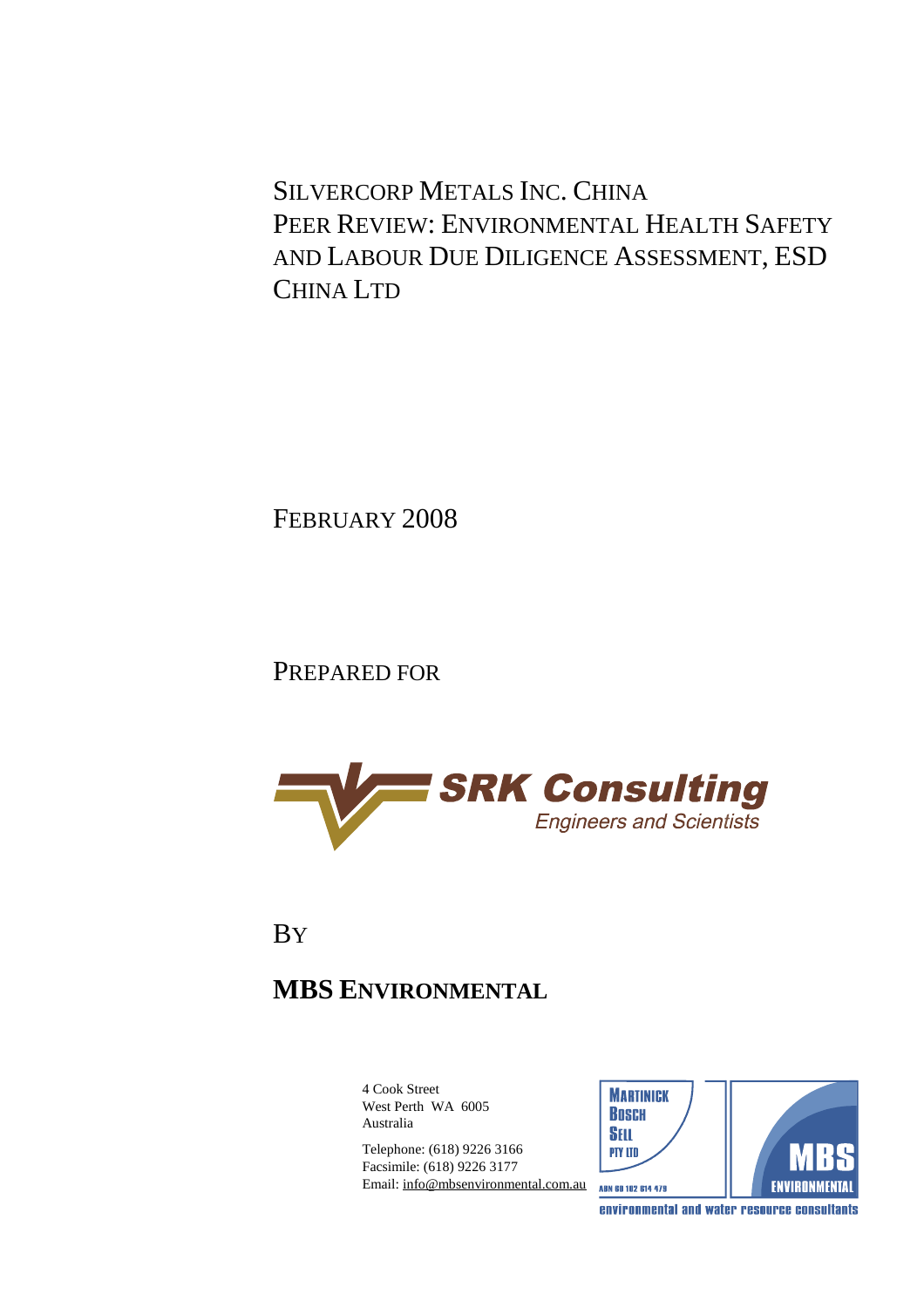# SILVERCORP METALS INC. CHINA PEER REVIEW: ENVIRONMENTAL HEALTH SAFETY AND LABOUR DUE DILIGENCE ASSESSMENT, ESD CHINA LTD

FEBRUARY 2008

PREPARED FOR

SRK Consulting
Engineers and Scientists

BY

**MBS ENVIRONMENTAL**

4 Cook Street
West Perth WA 6005
Australia

Telephone: (618) 9226 3166
Facsimile: (618) 9226 3177
Email: info@mbsenvironmental.com.au

MARTINICK BOSCH SELL PTY LTD
ABN 60 102 614 479
MBS ENVIRONMENTAL
environmental and water resource consultants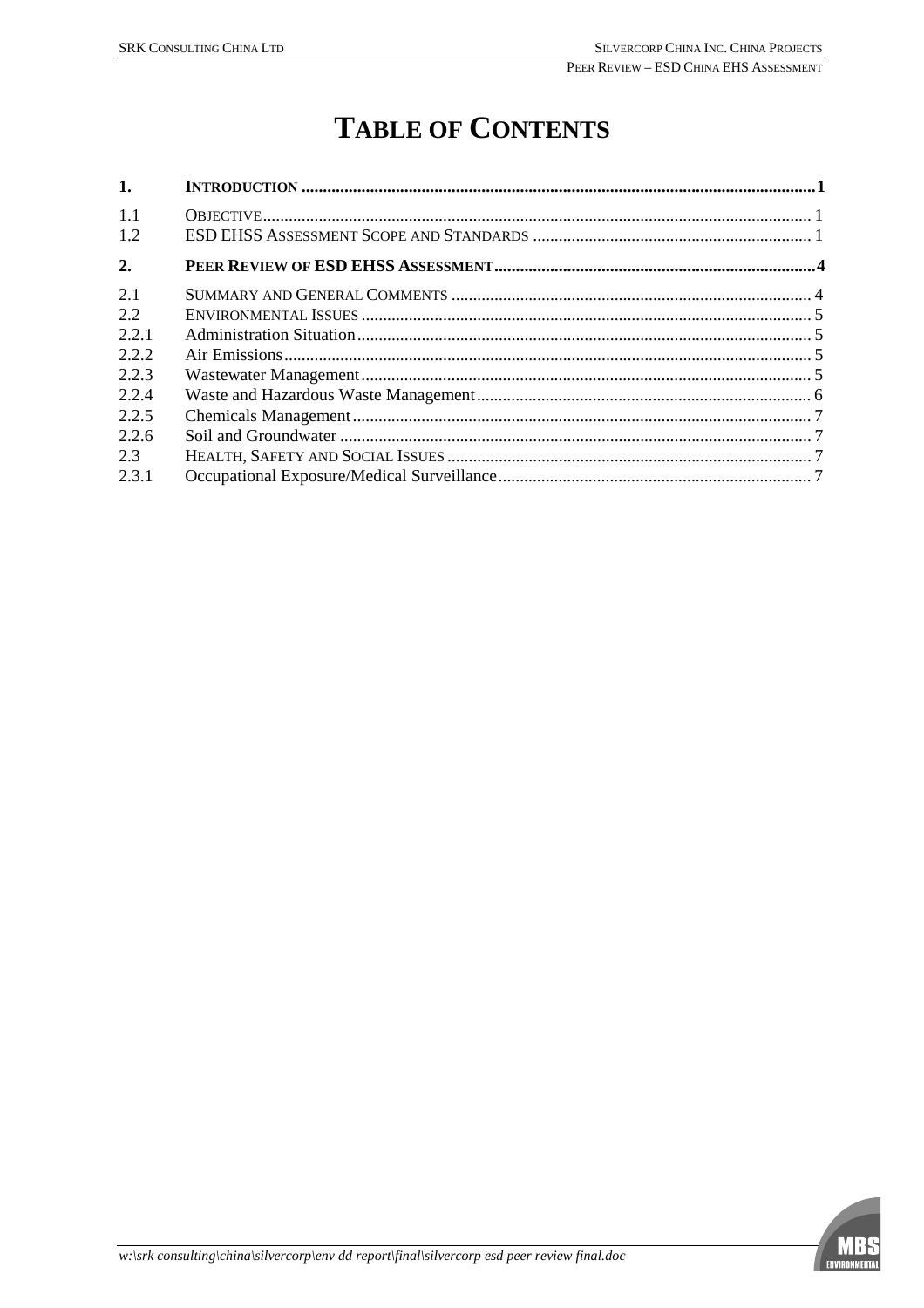# TABLE OF CONTENTS

| | | |
|---|---|---|
| **1.** | **INTRODUCTION** | **1** |
| 1.1 | OBJECTIVE | 1 |
| 1.2 | ESD EHSS ASSESSMENT SCOPE AND STANDARDS | 1 |
| **2.** | **PEER REVIEW OF ESD EHSS ASSESSMENT** | **4** |
| 2.1 | SUMMARY AND GENERAL COMMENTS | 4 |
| 2.2 | ENVIRONMENTAL ISSUES | 5 |
| 2.2.1 | Administration Situation | 5 |
| 2.2.2 | Air Emissions | 5 |
| 2.2.3 | Wastewater Management | 5 |
| 2.2.4 | Waste and Hazardous Waste Management | 6 |
| 2.2.5 | Chemicals Management | 7 |
| 2.2.6 | Soil and Groundwater | 7 |
| 2.3 | HEALTH, SAFETY AND SOCIAL ISSUES | 7 |
| 2.3.1 | Occupational Exposure/Medical Surveillance | 7 |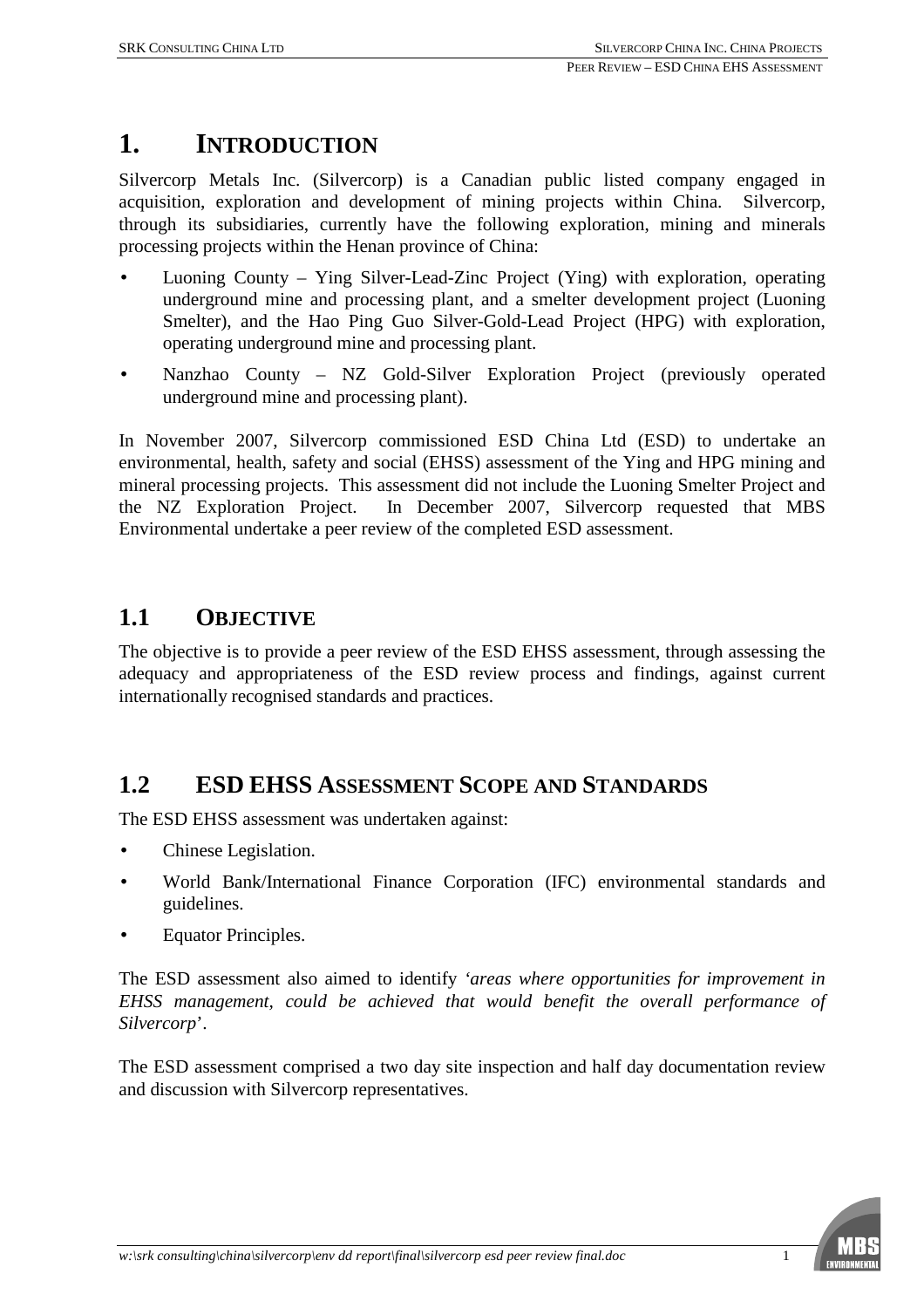# 1. INTRODUCTION

Silvercorp Metals Inc. (Silvercorp) is a Canadian public listed company engaged in acquisition, exploration and development of mining projects within China. Silvercorp, through its subsidiaries, currently have the following exploration, mining and minerals processing projects within the Henan province of China:

- Luoning County – Ying Silver-Lead-Zinc Project (Ying) with exploration, operating underground mine and processing plant, and a smelter development project (Luoning Smelter), and the Hao Ping Guo Silver-Gold-Lead Project (HPG) with exploration, operating underground mine and processing plant.
- Nanzhao County – NZ Gold-Silver Exploration Project (previously operated underground mine and processing plant).

In November 2007, Silvercorp commissioned ESD China Ltd (ESD) to undertake an environmental, health, safety and social (EHSS) assessment of the Ying and HPG mining and mineral processing projects. This assessment did not include the Luoning Smelter Project and the NZ Exploration Project. In December 2007, Silvercorp requested that MBS Environmental undertake a peer review of the completed ESD assessment.

## 1.1 OBJECTIVE

The objective is to provide a peer review of the ESD EHSS assessment, through assessing the adequacy and appropriateness of the ESD review process and findings, against current internationally recognised standards and practices.

## 1.2 ESD EHSS ASSESSMENT SCOPE AND STANDARDS

The ESD EHSS assessment was undertaken against:

- Chinese Legislation.
- World Bank/International Finance Corporation (IFC) environmental standards and guidelines.
- Equator Principles.

The ESD assessment also aimed to identify '*areas where opportunities for improvement in EHSS management, could be achieved that would benefit the overall performance of Silvercorp*'.

The ESD assessment comprised a two day site inspection and half day documentation review and discussion with Silvercorp representatives.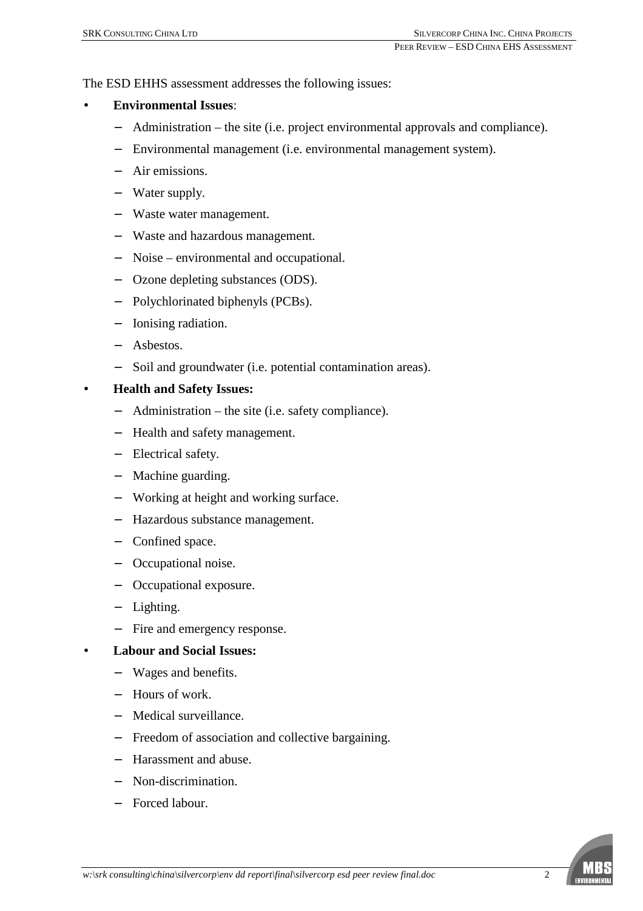The ESD EHHS assessment addresses the following issues:

- **Environmental Issues**:
  - Administration – the site (i.e. project environmental approvals and compliance).
  - Environmental management (i.e. environmental management system).
  - Air emissions.
  - Water supply.
  - Waste water management.
  - Waste and hazardous management.
  - Noise – environmental and occupational.
  - Ozone depleting substances (ODS).
  - Polychlorinated biphenyls (PCBs).
  - Ionising radiation.
  - Asbestos.
  - Soil and groundwater (i.e. potential contamination areas).
- **Health and Safety Issues:**
  - Administration – the site (i.e. safety compliance).
  - Health and safety management.
  - Electrical safety.
  - Machine guarding.
  - Working at height and working surface.
  - Hazardous substance management.
  - Confined space.
  - Occupational noise.
  - Occupational exposure.
  - Lighting.
  - Fire and emergency response.
- **Labour and Social Issues:**
  - Wages and benefits.
  - Hours of work.
  - Medical surveillance.
  - Freedom of association and collective bargaining.
  - Harassment and abuse.
  - Non-discrimination.
  - Forced labour.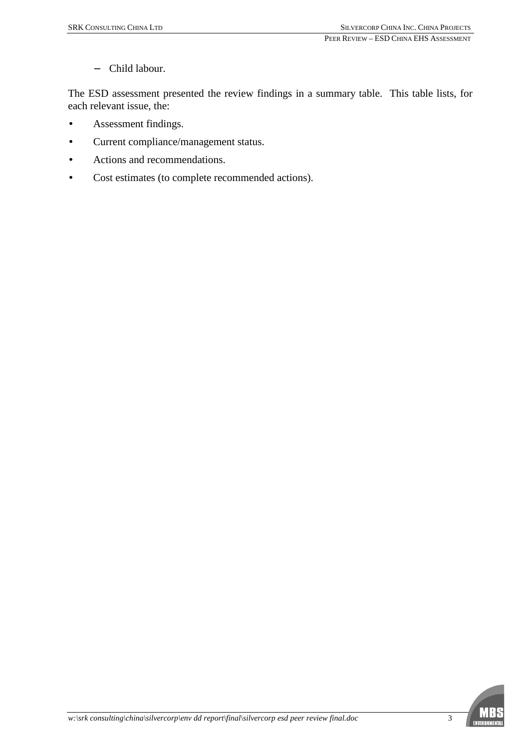- Child labour.

The ESD assessment presented the review findings in a summary table. This table lists, for each relevant issue, the:

- Assessment findings.
- Current compliance/management status.
- Actions and recommendations.
- Cost estimates (to complete recommended actions).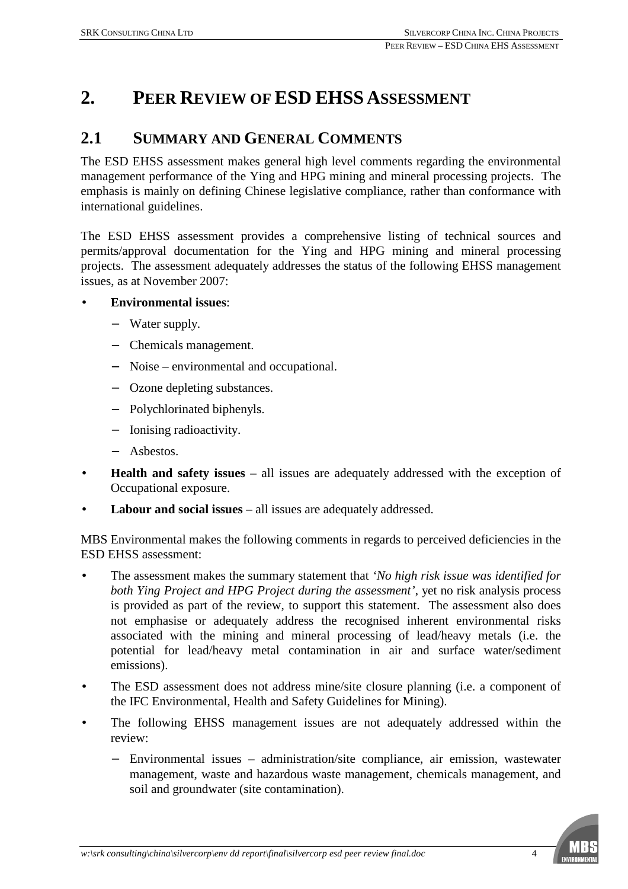# 2. PEER REVIEW OF ESD EHSS ASSESSMENT

## 2.1 SUMMARY AND GENERAL COMMENTS

The ESD EHSS assessment makes general high level comments regarding the environmental management performance of the Ying and HPG mining and mineral processing projects. The emphasis is mainly on defining Chinese legislative compliance, rather than conformance with international guidelines.

The ESD EHSS assessment provides a comprehensive listing of technical sources and permits/approval documentation for the Ying and HPG mining and mineral processing projects. The assessment adequately addresses the status of the following EHSS management issues, as at November 2007:

- **Environmental issues**:
  - Water supply.
  - Chemicals management.
  - Noise – environmental and occupational.
  - Ozone depleting substances.
  - Polychlorinated biphenyls.
  - Ionising radioactivity.
  - Asbestos.
- **Health and safety issues** – all issues are adequately addressed with the exception of Occupational exposure.
- **Labour and social issues** – all issues are adequately addressed.

MBS Environmental makes the following comments in regards to perceived deficiencies in the ESD EHSS assessment:

- The assessment makes the summary statement that *'No high risk issue was identified for both Ying Project and HPG Project during the assessment'*, yet no risk analysis process is provided as part of the review, to support this statement. The assessment also does not emphasise or adequately address the recognised inherent environmental risks associated with the mining and mineral processing of lead/heavy metals (i.e. the potential for lead/heavy metal contamination in air and surface water/sediment emissions).
- The ESD assessment does not address mine/site closure planning (i.e. a component of the IFC Environmental, Health and Safety Guidelines for Mining).
- The following EHSS management issues are not adequately addressed within the review:
  - Environmental issues – administration/site compliance, air emission, wastewater management, waste and hazardous waste management, chemicals management, and soil and groundwater (site contamination).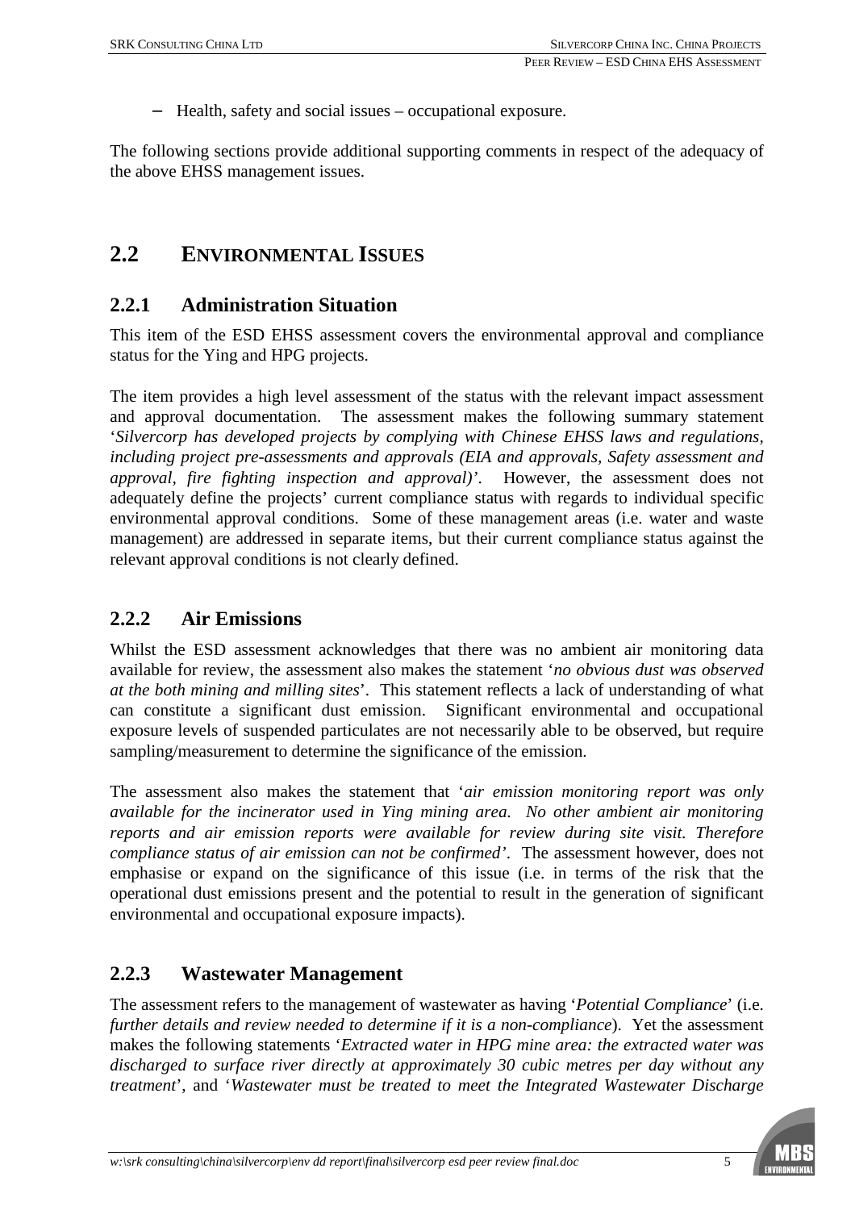– Health, safety and social issues – occupational exposure.

The following sections provide additional supporting comments in respect of the adequacy of the above EHSS management issues.

## 2.2 ENVIRONMENTAL ISSUES

### 2.2.1 Administration Situation

This item of the ESD EHSS assessment covers the environmental approval and compliance status for the Ying and HPG projects.

The item provides a high level assessment of the status with the relevant impact assessment and approval documentation. The assessment makes the following summary statement '*Silvercorp has developed projects by complying with Chinese EHSS laws and regulations, including project pre-assessments and approvals (EIA and approvals, Safety assessment and approval, fire fighting inspection and approval)*'. However, the assessment does not adequately define the projects' current compliance status with regards to individual specific environmental approval conditions. Some of these management areas (i.e. water and waste management) are addressed in separate items, but their current compliance status against the relevant approval conditions is not clearly defined.

### 2.2.2 Air Emissions

Whilst the ESD assessment acknowledges that there was no ambient air monitoring data available for review, the assessment also makes the statement '*no obvious dust was observed at the both mining and milling sites*'. This statement reflects a lack of understanding of what can constitute a significant dust emission. Significant environmental and occupational exposure levels of suspended particulates are not necessarily able to be observed, but require sampling/measurement to determine the significance of the emission.

The assessment also makes the statement that '*air emission monitoring report was only available for the incinerator used in Ying mining area. No other ambient air monitoring reports and air emission reports were available for review during site visit. Therefore compliance status of air emission can not be confirmed*'. The assessment however, does not emphasise or expand on the significance of this issue (i.e. in terms of the risk that the operational dust emissions present and the potential to result in the generation of significant environmental and occupational exposure impacts).

### 2.2.3 Wastewater Management

The assessment refers to the management of wastewater as having '*Potential Compliance*' (i.e. *further details and review needed to determine if it is a non-compliance*). Yet the assessment makes the following statements '*Extracted water in HPG mine area: the extracted water was discharged to surface river directly at approximately 30 cubic metres per day without any treatment*', and '*Wastewater must be treated to meet the Integrated Wastewater Discharge*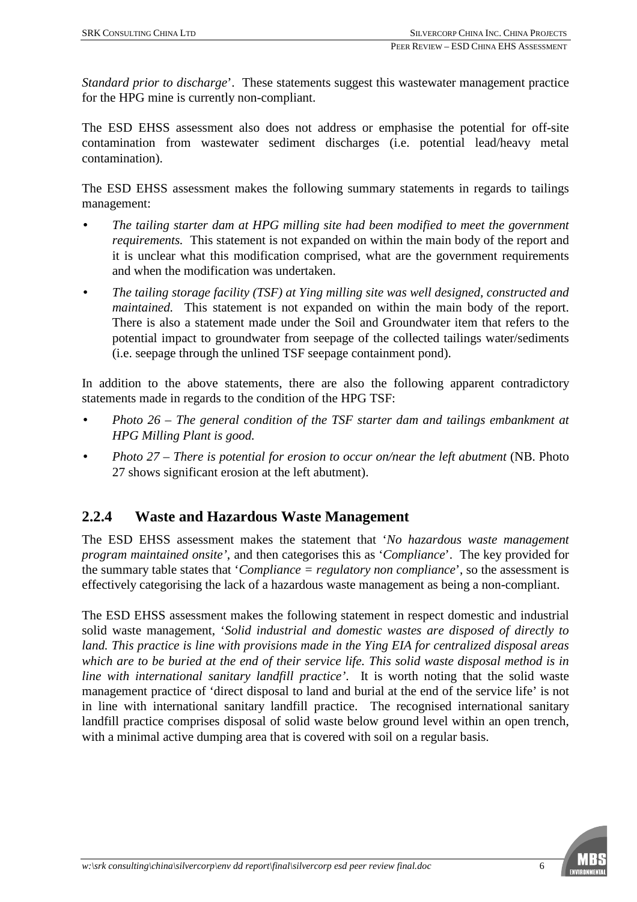*Standard prior to discharge*'. These statements suggest this wastewater management practice for the HPG mine is currently non-compliant.

The ESD EHSS assessment also does not address or emphasise the potential for off-site contamination from wastewater sediment discharges (i.e. potential lead/heavy metal contamination).

The ESD EHSS assessment makes the following summary statements in regards to tailings management:

- *The tailing starter dam at HPG milling site had been modified to meet the government requirements.* This statement is not expanded on within the main body of the report and it is unclear what this modification comprised, what are the government requirements and when the modification was undertaken.
- *The tailing storage facility (TSF) at Ying milling site was well designed, constructed and maintained.* This statement is not expanded on within the main body of the report. There is also a statement made under the Soil and Groundwater item that refers to the potential impact to groundwater from seepage of the collected tailings water/sediments (i.e. seepage through the unlined TSF seepage containment pond).

In addition to the above statements, there are also the following apparent contradictory statements made in regards to the condition of the HPG TSF:

- *Photo 26 – The general condition of the TSF starter dam and tailings embankment at HPG Milling Plant is good.*
- *Photo 27 – There is potential for erosion to occur on/near the left abutment* (NB. Photo 27 shows significant erosion at the left abutment).

### 2.2.4 Waste and Hazardous Waste Management

The ESD EHSS assessment makes the statement that '*No hazardous waste management program maintained onsite'*, and then categorises this as '*Compliance*'. The key provided for the summary table states that '*Compliance = regulatory non compliance*', so the assessment is effectively categorising the lack of a hazardous waste management as being a non-compliant.

The ESD EHSS assessment makes the following statement in respect domestic and industrial solid waste management, '*Solid industrial and domestic wastes are disposed of directly to land. This practice is line with provisions made in the Ying EIA for centralized disposal areas which are to be buried at the end of their service life. This solid waste disposal method is in line with international sanitary landfill practice'*. It is worth noting that the solid waste management practice of 'direct disposal to land and burial at the end of the service life' is not in line with international sanitary landfill practice. The recognised international sanitary landfill practice comprises disposal of solid waste below ground level within an open trench, with a minimal active dumping area that is covered with soil on a regular basis.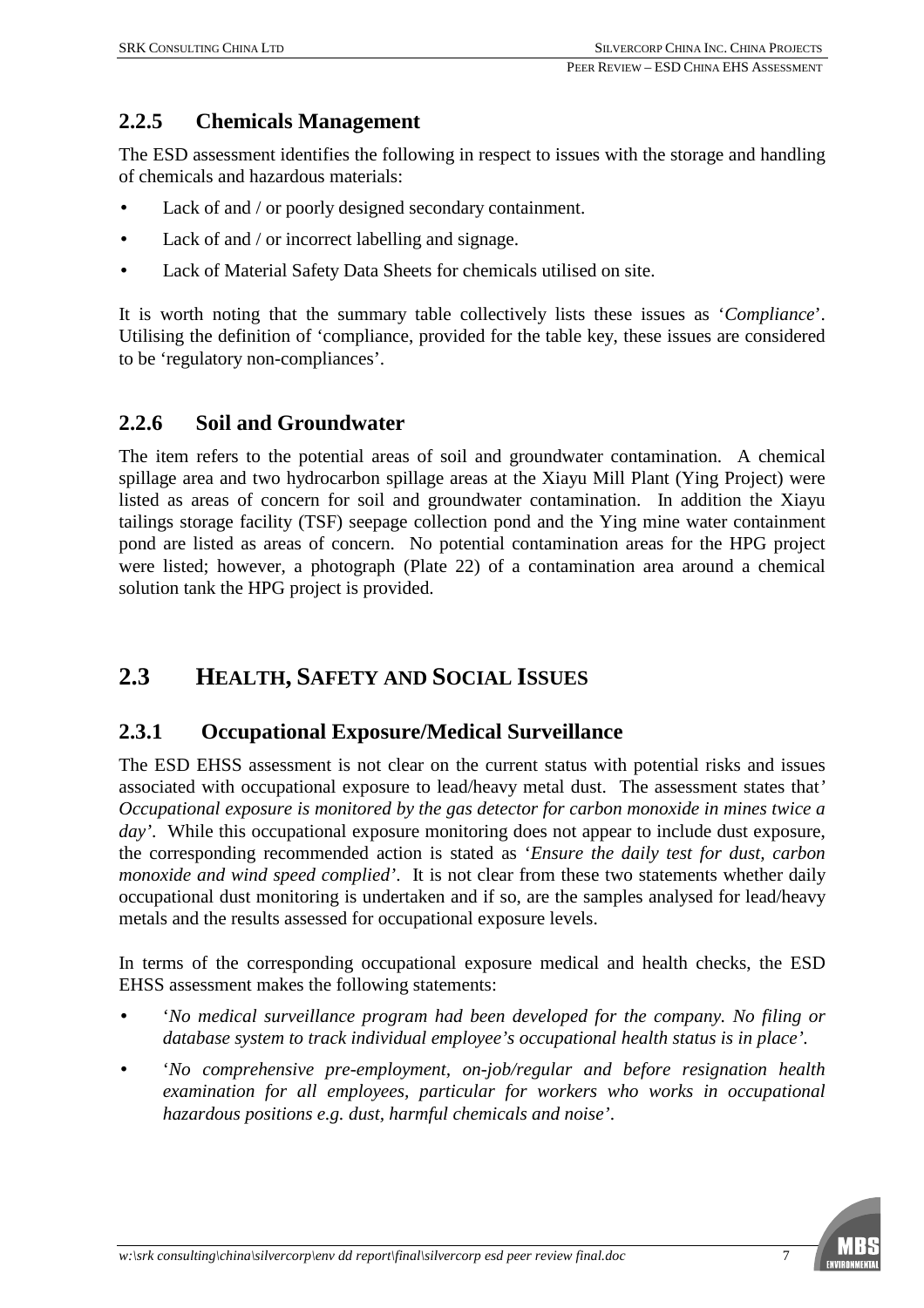### 2.2.5 Chemicals Management

The ESD assessment identifies the following in respect to issues with the storage and handling of chemicals and hazardous materials:

- Lack of and / or poorly designed secondary containment.
- Lack of and / or incorrect labelling and signage.
- Lack of Material Safety Data Sheets for chemicals utilised on site.

It is worth noting that the summary table collectively lists these issues as '*Compliance*'. Utilising the definition of 'compliance, provided for the table key, these issues are considered to be 'regulatory non-compliances'.

### 2.2.6 Soil and Groundwater

The item refers to the potential areas of soil and groundwater contamination. A chemical spillage area and two hydrocarbon spillage areas at the Xiayu Mill Plant (Ying Project) were listed as areas of concern for soil and groundwater contamination. In addition the Xiayu tailings storage facility (TSF) seepage collection pond and the Ying mine water containment pond are listed as areas of concern. No potential contamination areas for the HPG project were listed; however, a photograph (Plate 22) of a contamination area around a chemical solution tank the HPG project is provided.

## 2.3 HEALTH, SAFETY AND SOCIAL ISSUES

### 2.3.1 Occupational Exposure/Medical Surveillance

The ESD EHSS assessment is not clear on the current status with potential risks and issues associated with occupational exposure to lead/heavy metal dust. The assessment states that' *Occupational exposure is monitored by the gas detector for carbon monoxide in mines twice a day*'. While this occupational exposure monitoring does not appear to include dust exposure, the corresponding recommended action is stated as '*Ensure the daily test for dust, carbon monoxide and wind speed complied*'. It is not clear from these two statements whether daily occupational dust monitoring is undertaken and if so, are the samples analysed for lead/heavy metals and the results assessed for occupational exposure levels.

In terms of the corresponding occupational exposure medical and health checks, the ESD EHSS assessment makes the following statements:

- '*No medical surveillance program had been developed for the company. No filing or database system to track individual employee's occupational health status is in place*'.
- '*No comprehensive pre-employment, on-job/regular and before resignation health examination for all employees, particular for workers who works in occupational hazardous positions e.g. dust, harmful chemicals and noise*'.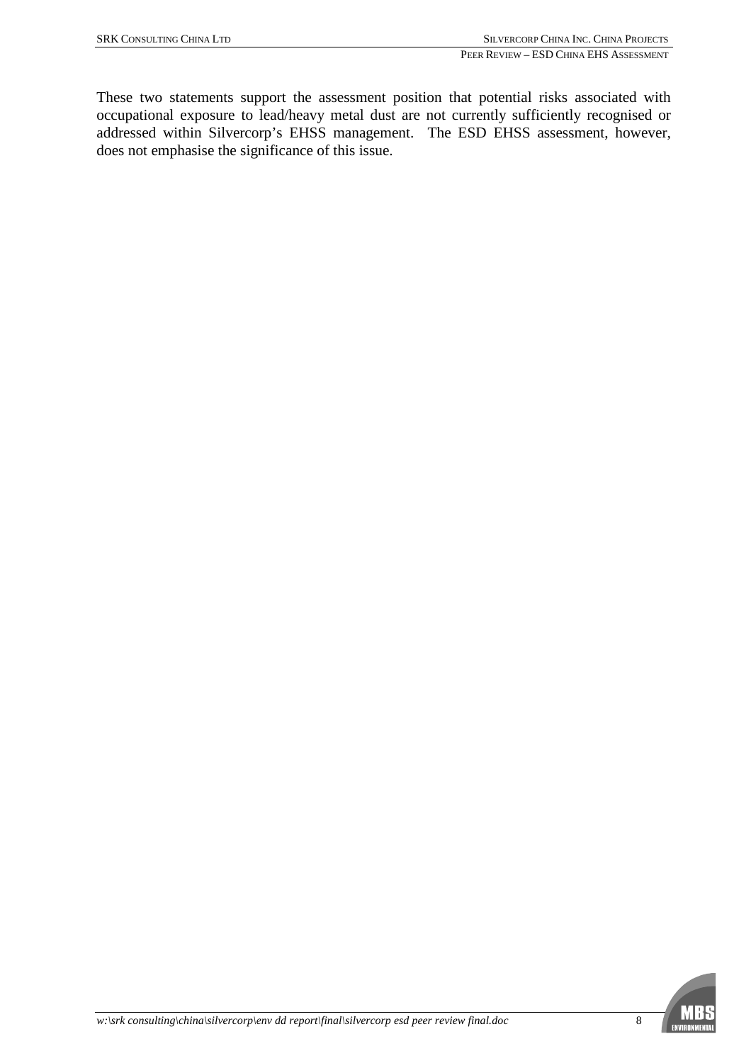These two statements support the assessment position that potential risks associated with occupational exposure to lead/heavy metal dust are not currently sufficiently recognised or addressed within Silvercorp's EHSS management. The ESD EHSS assessment, however, does not emphasise the significance of this issue.